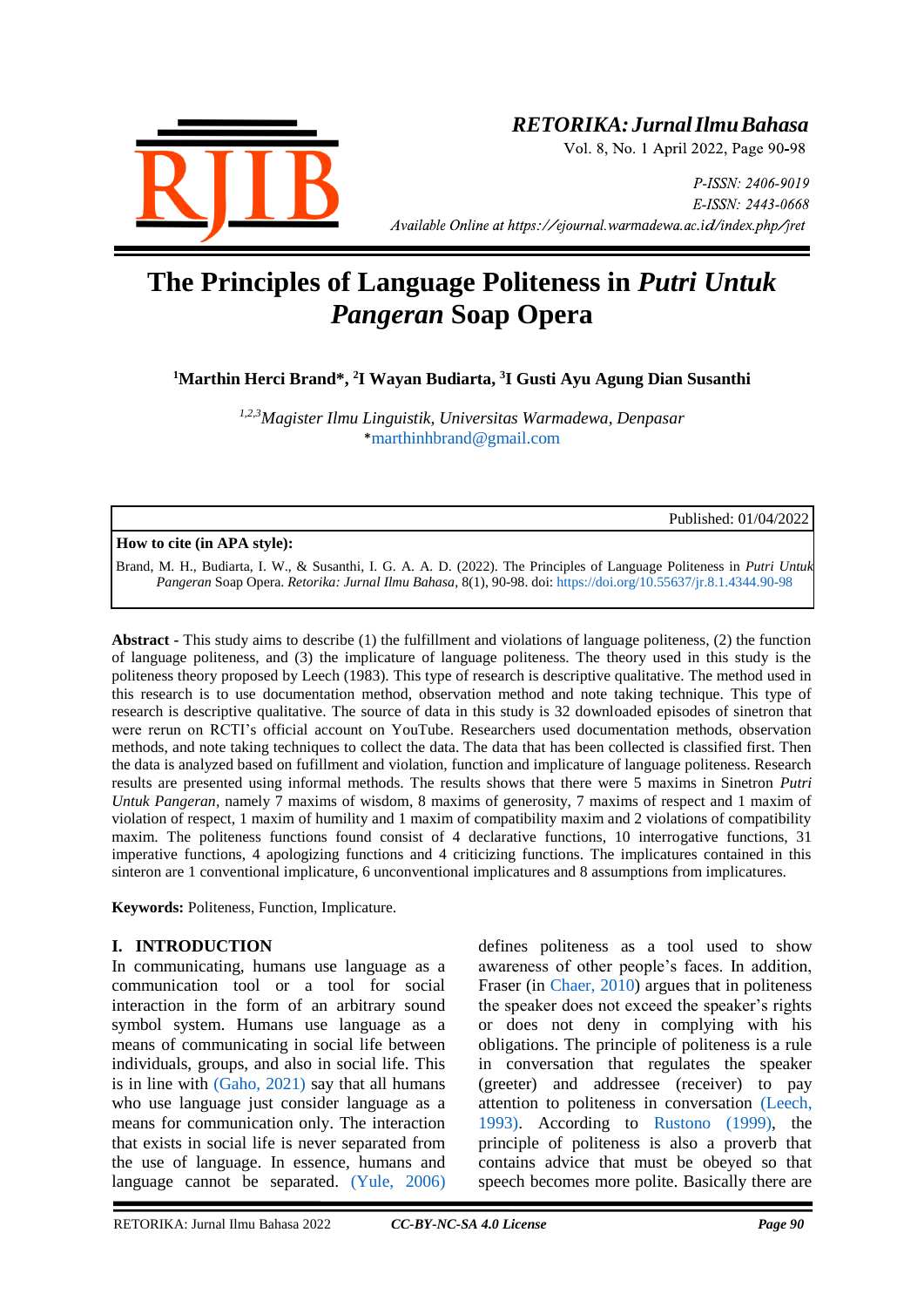# The Principles of Language Politeness in *Putri Untuk Pangeran* Soap Opera

**[1]Marthin Herci Brand\*, [2]I Wayan Budiarta, [3]I Gusti Ayu Agung Dian Susanthi**

*[1,2,3]Magister Ilmu Linguistik, Universitas Warmadewa, Denpasar*
\*marthinhbrand@gmail.com

Published: 01/04/2022

**How to cite (in APA style):**

Brand, M. H., Budiarta, I. W., & Susanthi, I. G. A. A. D. (2022). The Principles of Language Politeness in *Putri Untuk Pangeran* Soap Opera. *Retorika: Jurnal Ilmu Bahasa*, 8(1), 90-98. doi: https://doi.org/10.55637/jr.8.1.4344.90-98

**Abstract -** This study aims to describe (1) the fulfillment and violations of language politeness, (2) the function of language politeness, and (3) the implicature of language politeness. The theory used in this study is the politeness theory proposed by Leech (1983). This type of research is descriptive qualitative. The method used in this research is to use documentation method, observation method and note taking technique. This type of research is descriptive qualitative. The source of data in this study is 32 downloaded episodes of sinetron that were rerun on RCTI's official account on YouTube. Researchers used documentation methods, observation methods, and note taking techniques to collect the data. The data that has been collected is classified first. Then the data is analyzed based on fufillment and violation, function and implicature of language politeness. Research results are presented using informal methods. The results shows that there were 5 maxims in Sinetron *Putri Untuk Pangeran*, namely 7 maxims of wisdom, 8 maxims of generosity, 7 maxims of respect and 1 maxim of violation of respect, 1 maxim of humility and 1 maxim of compatibility maxim and 2 violations of compatibility maxim. The politeness functions found consist of 4 declarative functions, 10 interrogative functions, 31 imperative functions, 4 apologizing functions and 4 criticizing functions. The implicatures contained in this sinteron are 1 conventional implicature, 6 unconventional implicatures and 8 assumptions from implicatures.

**Keywords:** Politeness, Function, Implicature.

## I. INTRODUCTION

In communicating, humans use language as a communication tool or a tool for social interaction in the form of an arbitrary sound symbol system. Humans use language as a means of communicating in social life between individuals, groups, and also in social life. This is in line with (Gaho, 2021) say that all humans who use language just consider language as a means for communication only. The interaction that exists in social life is never separated from the use of language. In essence, humans and language cannot be separated. (Yule, 2006) defines politeness as a tool used to show awareness of other people's faces. In addition, Fraser (in Chaer, 2010) argues that in politeness the speaker does not exceed the speaker's rights or does not deny in complying with his obligations. The principle of politeness is a rule in conversation that regulates the speaker (greeter) and addressee (receiver) to pay attention to politeness in conversation (Leech, 1993). According to Rustono (1999), the principle of politeness is also a proverb that contains advice that must be obeyed so that speech becomes more polite. Basically there are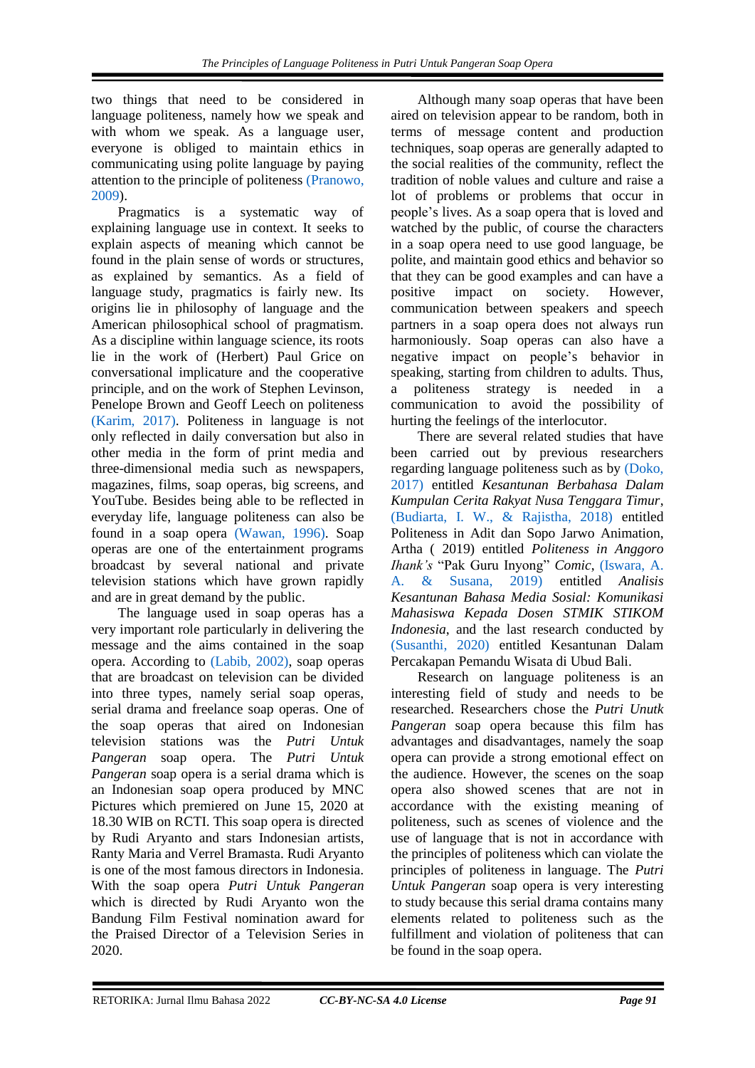two things that need to be considered in language politeness, namely how we speak and with whom we speak. As a language user, everyone is obliged to maintain ethics in communicating using polite language by paying attention to the principle of politeness (Pranowo, 2009).

Pragmatics is a systematic way of explaining language use in context. It seeks to explain aspects of meaning which cannot be found in the plain sense of words or structures, as explained by semantics. As a field of language study, pragmatics is fairly new. Its origins lie in philosophy of language and the American philosophical school of pragmatism. As a discipline within language science, its roots lie in the work of (Herbert) Paul Grice on conversational implicature and the cooperative principle, and on the work of Stephen Levinson, Penelope Brown and Geoff Leech on politeness (Karim, 2017). Politeness in language is not only reflected in daily conversation but also in other media in the form of print media and three-dimensional media such as newspapers, magazines, films, soap operas, big screens, and YouTube. Besides being able to be reflected in everyday life, language politeness can also be found in a soap opera (Wawan, 1996). Soap operas are one of the entertainment programs broadcast by several national and private television stations which have grown rapidly and are in great demand by the public.

The language used in soap operas has a very important role particularly in delivering the message and the aims contained in the soap opera. According to (Labib, 2002), soap operas that are broadcast on television can be divided into three types, namely serial soap operas, serial drama and freelance soap operas. One of the soap operas that aired on Indonesian television stations was the *Putri Untuk Pangeran* soap opera. The *Putri Untuk Pangeran* soap opera is a serial drama which is an Indonesian soap opera produced by MNC Pictures which premiered on June 15, 2020 at 18.30 WIB on RCTI. This soap opera is directed by Rudi Aryanto and stars Indonesian artists, Ranty Maria and Verrel Bramasta. Rudi Aryanto is one of the most famous directors in Indonesia. With the soap opera *Putri Untuk Pangeran* which is directed by Rudi Aryanto won the Bandung Film Festival nomination award for the Praised Director of a Television Series in 2020.

Although many soap operas that have been aired on television appear to be random, both in terms of message content and production techniques, soap operas are generally adapted to the social realities of the community, reflect the tradition of noble values and culture and raise a lot of problems or problems that occur in people's lives. As a soap opera that is loved and watched by the public, of course the characters in a soap opera need to use good language, be polite, and maintain good ethics and behavior so that they can be good examples and can have a positive impact on society. However, communication between speakers and speech partners in a soap opera does not always run harmoniously. Soap operas can also have a negative impact on people's behavior in speaking, starting from children to adults. Thus, a politeness strategy is needed in a communication to avoid the possibility of hurting the feelings of the interlocutor.

There are several related studies that have been carried out by previous researchers regarding language politeness such as by (Doko, 2017) entitled *Kesantunan Berbahasa Dalam Kumpulan Cerita Rakyat Nusa Tenggara Timur*, (Budiarta, I. W., & Rajistha, 2018) entitled Politeness in Adit dan Sopo Jarwo Animation, Artha ( 2019) entitled *Politeness in Anggoro Ihank's* "Pak Guru Inyong" *Comic*, (Iswara, A. A. & Susana, 2019) entitled *Analisis Kesantunan Bahasa Media Sosial: Komunikasi Mahasiswa Kepada Dosen STMIK STIKOM Indonesia*, and the last research conducted by (Susanthi, 2020) entitled Kesantunan Dalam Percakapan Pemandu Wisata di Ubud Bali.

Research on language politeness is an interesting field of study and needs to be researched. Researchers chose the *Putri Unutk Pangeran* soap opera because this film has advantages and disadvantages, namely the soap opera can provide a strong emotional effect on the audience. However, the scenes on the soap opera also showed scenes that are not in accordance with the existing meaning of politeness, such as scenes of violence and the use of language that is not in accordance with the principles of politeness which can violate the principles of politeness in language. The *Putri Untuk Pangeran* soap opera is very interesting to study because this serial drama contains many elements related to politeness such as the fulfillment and violation of politeness that can be found in the soap opera.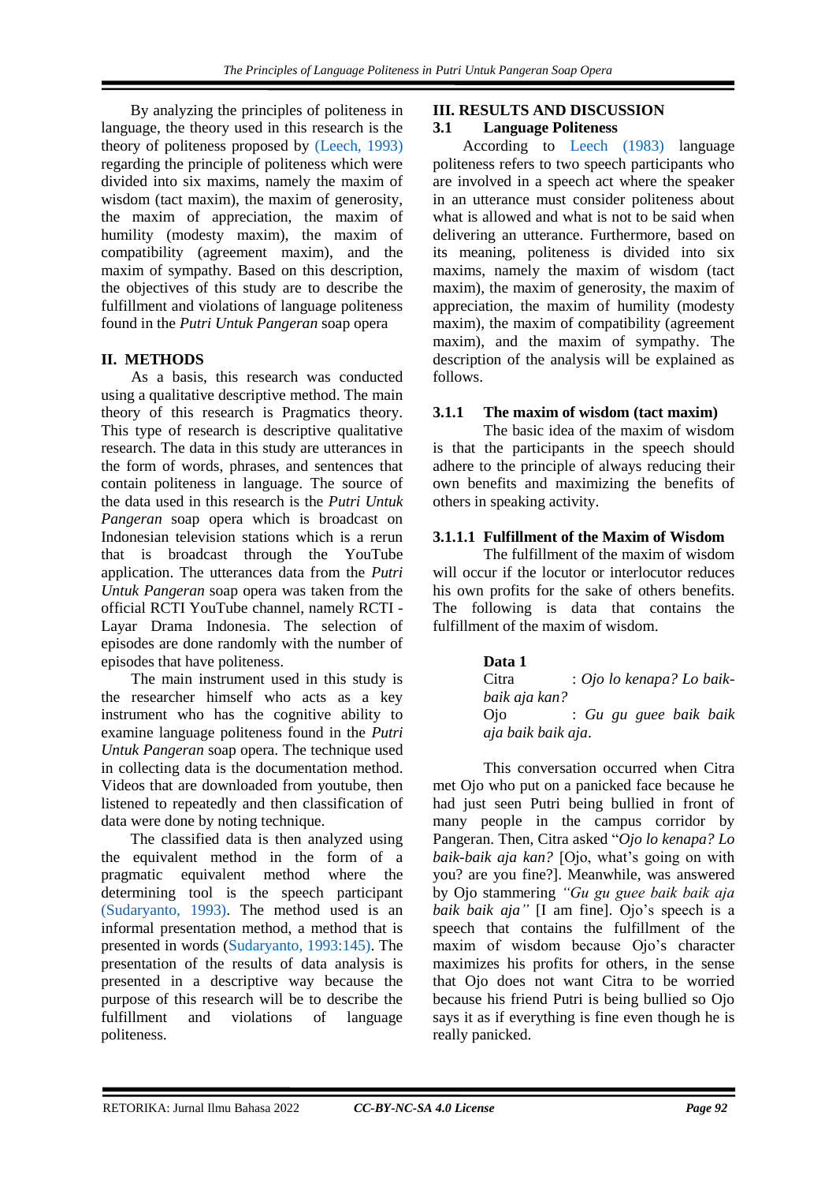By analyzing the principles of politeness in language, the theory used in this research is the theory of politeness proposed by (Leech, 1993) regarding the principle of politeness which were divided into six maxims, namely the maxim of wisdom (tact maxim), the maxim of generosity, the maxim of appreciation, the maxim of humility (modesty maxim), the maxim of compatibility (agreement maxim), and the maxim of sympathy. Based on this description, the objectives of this study are to describe the fulfillment and violations of language politeness found in the *Putri Untuk Pangeran* soap opera

## II. METHODS

As a basis, this research was conducted using a qualitative descriptive method. The main theory of this research is Pragmatics theory. This type of research is descriptive qualitative research. The data in this study are utterances in the form of words, phrases, and sentences that contain politeness in language. The source of the data used in this research is the *Putri Untuk Pangeran* soap opera which is broadcast on Indonesian television stations which is a rerun that is broadcast through the YouTube application. The utterances data from the *Putri Untuk Pangeran* soap opera was taken from the official RCTI YouTube channel, namely RCTI - Layar Drama Indonesia. The selection of episodes are done randomly with the number of episodes that have politeness.

The main instrument used in this study is the researcher himself who acts as a key instrument who has the cognitive ability to examine language politeness found in the *Putri Untuk Pangeran* soap opera. The technique used in collecting data is the documentation method. Videos that are downloaded from youtube, then listened to repeatedly and then classification of data were done by noting technique.

The classified data is then analyzed using the equivalent method in the form of a pragmatic equivalent method where the determining tool is the speech participant (Sudaryanto, 1993). The method used is an informal presentation method, a method that is presented in words (Sudaryanto, 1993:145). The presentation of the results of data analysis is presented in a descriptive way because the purpose of this research will be to describe the fulfillment and violations of language politeness.

## III. RESULTS AND DISCUSSION

### 3.1 Language Politeness

According to Leech (1983) language politeness refers to two speech participants who are involved in a speech act where the speaker in an utterance must consider politeness about what is allowed and what is not to be said when delivering an utterance. Furthermore, based on its meaning, politeness is divided into six maxims, namely the maxim of wisdom (tact maxim), the maxim of generosity, the maxim of appreciation, the maxim of humility (modesty maxim), the maxim of compatibility (agreement maxim), and the maxim of sympathy. The description of the analysis will be explained as follows.

#### 3.1.1 The maxim of wisdom (tact maxim)

The basic idea of the maxim of wisdom is that the participants in the speech should adhere to the principle of always reducing their own benefits and maximizing the benefits of others in speaking activity.

#### 3.1.1.1 Fulfillment of the Maxim of Wisdom

The fulfillment of the maxim of wisdom will occur if the locutor or interlocutor reduces his own profits for the sake of others benefits. The following is data that contains the fulfillment of the maxim of wisdom.

**Data 1**

Citra : *Ojo lo kenapa? Lo baik-baik aja kan?*
Ojo : *Gu gu guee baik baik aja baik baik aja*.

This conversation occurred when Citra met Ojo who put on a panicked face because he had just seen Putri being bullied in front of many people in the campus corridor by Pangeran. Then, Citra asked "*Ojo lo kenapa? Lo baik-baik aja kan?* [Ojo, what's going on with you? are you fine?]. Meanwhile, was answered by Ojo stammering *"Gu gu guee baik baik aja baik baik aja"* [I am fine]. Ojo's speech is a speech that contains the fulfillment of the maxim of wisdom because Ojo's character maximizes his profits for others, in the sense that Ojo does not want Citra to be worried because his friend Putri is being bullied so Ojo says it as if everything is fine even though he is really panicked.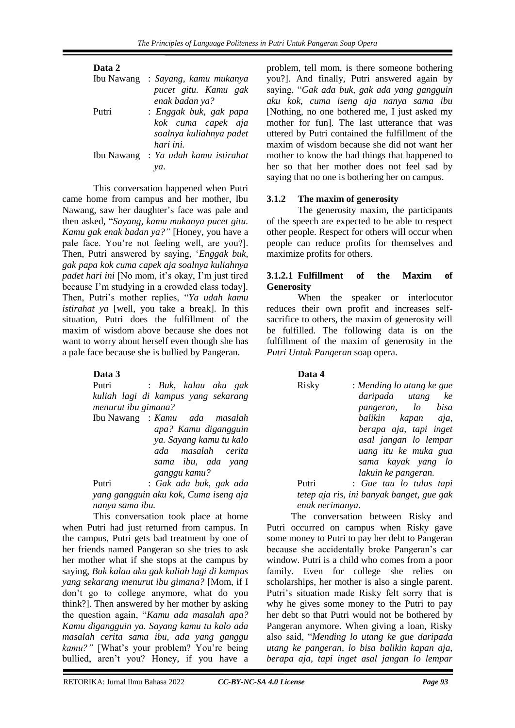**Data 2**

Ibu Nawang : *Sayang, kamu mukanya pucet gitu. Kamu gak enak badan ya?*

Putri : *Enggak buk, gak papa kok cuma capek aja soalnya kuliahnya padet hari ini.*

Ibu Nawang : *Ya udah kamu istirahat ya*.

This conversation happened when Putri came home from campus and her mother, Ibu Nawang, saw her daughter's face was pale and then asked, "*Sayang, kamu mukanya pucet gitu. Kamu gak enak badan ya?"* [Honey, you have a pale face. You're not feeling well, are you?]. Then, Putri answered by saying, '*Enggak buk, gak papa kok cuma capek aja soalnya kuliahnya padet hari ini* [No mom, it's okay, I'm just tired because I'm studying in a crowded class today]. Then, Putri's mother replies, "*Ya udah kamu istirahat ya* [well, you take a break]. In this situation, Putri does the fulfillment of the maxim of wisdom above because she does not want to worry about herself even though she has a pale face because she is bullied by Pangeran.

**Data 3**

Putri : *Buk, kalau aku gak kuliah lagi di kampus yang sekarang menurut ibu gimana?*

Ibu Nawang : *Kamu ada masalah apa? Kamu digangguin ya. Sayang kamu tu kalo ada masalah cerita sama ibu, ada yang ganggu kamu?*

Putri : *Gak ada buk, gak ada yang gangguin aku kok, Cuma iseng aja nanya sama ibu.*

This conversation took place at home when Putri had just returned from campus. In the campus, Putri gets bad treatment by one of her friends named Pangeran so she tries to ask her mother what if she stops at the campus by saying, *Buk kalau aku gak kuliah lagi di kampus yang sekarang menurut ibu gimana?* [Mom, if I don't go to college anymore, what do you think?]. Then answered by her mother by asking the question again, "*Kamu ada masalah apa? Kamu digangguin ya. Sayang kamu tu kalo ada masalah cerita sama ibu, ada yang ganggu kamu?"* [What's your problem? You're being bullied, aren't you? Honey, if you have a problem, tell mom, is there someone bothering you?]. And finally, Putri answered again by saying, "*Gak ada buk, gak ada yang gangguin aku kok, cuma iseng aja nanya sama ibu* [Nothing, no one bothered me, I just asked my mother for fun]. The last utterance that was uttered by Putri contained the fulfillment of the maxim of wisdom because she did not want her mother to know the bad things that happened to her so that her mother does not feel sad by saying that no one is bothering her on campus.

### 3.1.2 The maxim of generosity

The generosity maxim, the participants of the speech are expected to be able to respect other people. Respect for others will occur when people can reduce profits for themselves and maximize profits for others.

#### 3.1.2.1 Fulfillment of the Maxim of Generosity

When the speaker or interlocutor reduces their own profit and increases self-sacrifice to others, the maxim of generosity will be fulfilled. The following data is on the fulfillment of the maxim of generosity in the *Putri Untuk Pangeran* soap opera.

**Data 4**

Risky : *Mending lo utang ke gue daripada utang ke pangeran, lo bisa balikin kapan aja, berapa aja, tapi inget asal jangan lo lempar uang itu ke muka gua sama kayak yang lo lakuin ke pangeran.*

Putri : *Gue tau lo tulus tapi tetep aja ris, ini banyak banget, gue gak enak nerimanya*.

The conversation between Risky and Putri occurred on campus when Risky gave some money to Putri to pay her debt to Pangeran because she accidentally broke Pangeran's car window. Putri is a child who comes from a poor family. Even for college she relies on scholarships, her mother is also a single parent. Putri's situation made Risky felt sorry that is why he gives some money to the Putri to pay her debt so that Putri would not be bothered by Pangeran anymore. When giving a loan, Risky also said, "*Mending lo utang ke gue daripada utang ke pangeran, lo bisa balikin kapan aja, berapa aja, tapi inget asal jangan lo lempar*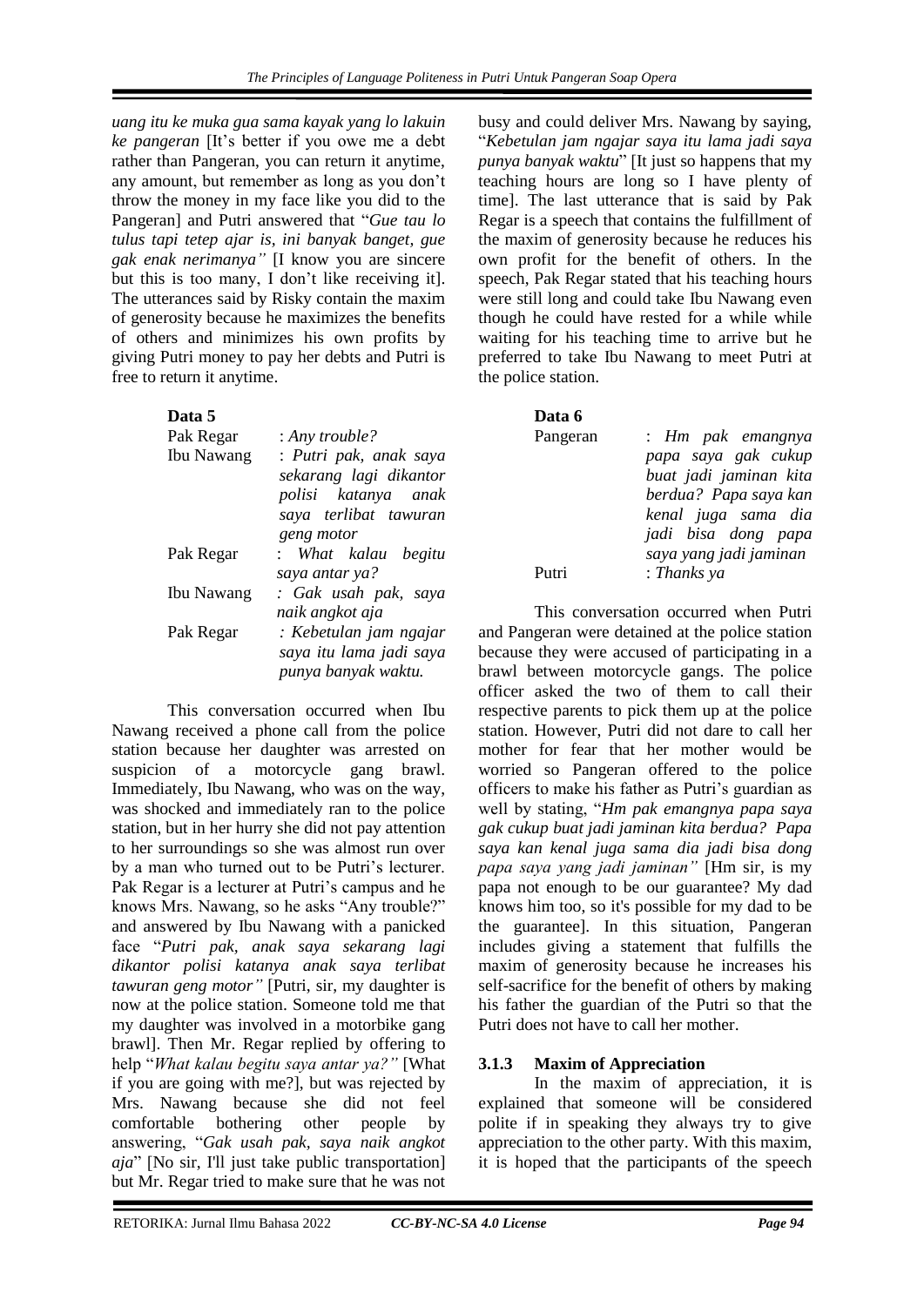*uang itu ke muka gua sama kayak yang lo lakuin ke pangeran* [It's better if you owe me a debt rather than Pangeran, you can return it anytime, any amount, but remember as long as you don't throw the money in my face like you did to the Pangeran] and Putri answered that "*Gue tau lo tulus tapi tetep ajar is, ini banyak banget, gue gak enak nerimanya"* [I know you are sincere but this is too many, I don't like receiving it]. The utterances said by Risky contain the maxim of generosity because he maximizes the benefits of others and minimizes his own profits by giving Putri money to pay her debts and Putri is free to return it anytime.

**Data 5**

| | |
|---|---|
| Pak Regar | : *Any trouble?* |
| Ibu Nawang | : *Putri pak, anak saya sekarang lagi dikantor polisi katanya anak saya terlibat tawuran geng motor* |
| Pak Regar | : *What kalau begitu saya antar ya?* |
| Ibu Nawang | *: Gak usah pak, saya naik angkot aja* |
| Pak Regar | *: Kebetulan jam ngajar saya itu lama jadi saya punya banyak waktu.* |

This conversation occurred when Ibu Nawang received a phone call from the police station because her daughter was arrested on suspicion of a motorcycle gang brawl. Immediately, Ibu Nawang, who was on the way, was shocked and immediately ran to the police station, but in her hurry she did not pay attention to her surroundings so she was almost run over by a man who turned out to be Putri's lecturer. Pak Regar is a lecturer at Putri's campus and he knows Mrs. Nawang, so he asks "Any trouble?" and answered by Ibu Nawang with a panicked face "*Putri pak, anak saya sekarang lagi dikantor polisi katanya anak saya terlibat tawuran geng motor"* [Putri, sir, my daughter is now at the police station. Someone told me that my daughter was involved in a motorbike gang brawl]. Then Mr. Regar replied by offering to help "*What kalau begitu saya antar ya?"* [What if you are going with me?], but was rejected by Mrs. Nawang because she did not feel comfortable bothering other people by answering, "*Gak usah pak, saya naik angkot aja*" [No sir, I'll just take public transportation] but Mr. Regar tried to make sure that he was not busy and could deliver Mrs. Nawang by saying, "*Kebetulan jam ngajar saya itu lama jadi saya punya banyak waktu*" [It just so happens that my teaching hours are long so I have plenty of time]. The last utterance that is said by Pak Regar is a speech that contains the fulfillment of the maxim of generosity because he reduces his own profit for the benefit of others. In the speech, Pak Regar stated that his teaching hours were still long and could take Ibu Nawang even though he could have rested for a while while waiting for his teaching time to arrive but he preferred to take Ibu Nawang to meet Putri at the police station.

**Data 6**

| | |
|---|---|
| Pangeran | : *Hm pak emangnya papa saya gak cukup buat jadi jaminan kita berdua? Papa saya kan kenal juga sama dia jadi bisa dong papa saya yang jadi jaminan* |
| Putri | : *Thanks ya* |

This conversation occurred when Putri and Pangeran were detained at the police station because they were accused of participating in a brawl between motorcycle gangs. The police officer asked the two of them to call their respective parents to pick them up at the police station. However, Putri did not dare to call her mother for fear that her mother would be worried so Pangeran offered to the police officers to make his father as Putri's guardian as well by stating, "*Hm pak emangnya papa saya gak cukup buat jadi jaminan kita berdua? Papa saya kan kenal juga sama dia jadi bisa dong papa saya yang jadi jaminan"* [Hm sir, is my papa not enough to be our guarantee? My dad knows him too, so it's possible for my dad to be the guarantee]. In this situation, Pangeran includes giving a statement that fulfills the maxim of generosity because he increases his self-sacrifice for the benefit of others by making his father the guardian of the Putri so that the Putri does not have to call her mother.

### 3.1.3 Maxim of Appreciation

In the maxim of appreciation, it is explained that someone will be considered polite if in speaking they always try to give appreciation to the other party. With this maxim, it is hoped that the participants of the speech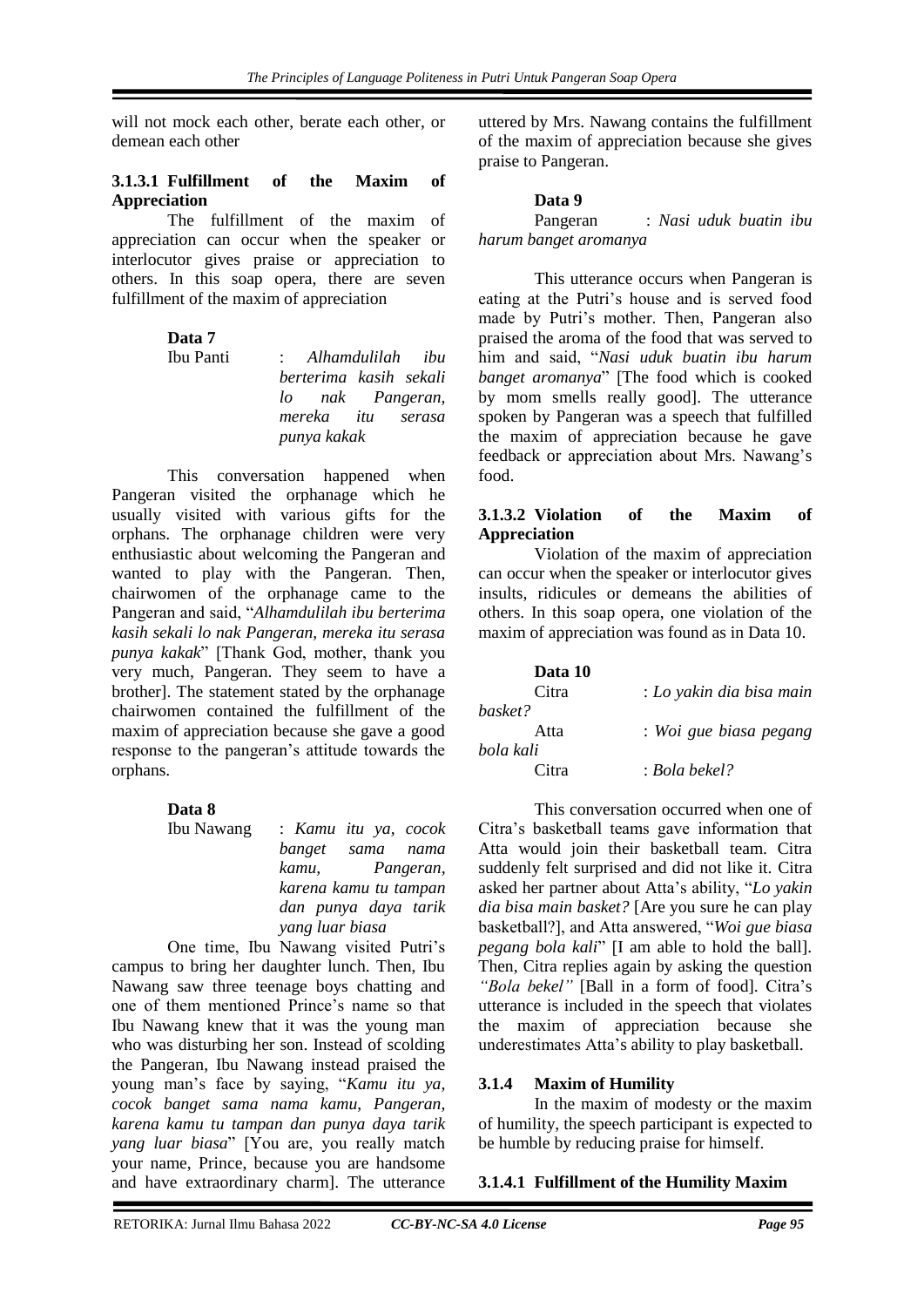will not mock each other, berate each other, or demean each other

#### 3.1.3.1 Fulfillment of the Maxim of Appreciation

The fulfillment of the maxim of appreciation can occur when the speaker or interlocutor gives praise or appreciation to others. In this soap opera, there are seven fulfillment of the maxim of appreciation

**Data 7**

Ibu Panti : *Alhamdulilah ibu berterima kasih sekali lo nak Pangeran, mereka itu serasa punya kakak*

This conversation happened when Pangeran visited the orphanage which he usually visited with various gifts for the orphans. The orphanage children were very enthusiastic about welcoming the Pangeran and wanted to play with the Pangeran. Then, chairwomen of the orphanage came to the Pangeran and said, "*Alhamdulilah ibu berterima kasih sekali lo nak Pangeran, mereka itu serasa punya kakak*" [Thank God, mother, thank you very much, Pangeran. They seem to have a brother]. The statement stated by the orphanage chairwomen contained the fulfillment of the maxim of appreciation because she gave a good response to the pangeran's attitude towards the orphans.

**Data 8**

Ibu Nawang : *Kamu itu ya, cocok banget sama nama kamu, Pangeran, karena kamu tu tampan dan punya daya tarik yang luar biasa*

One time, Ibu Nawang visited Putri's campus to bring her daughter lunch. Then, Ibu Nawang saw three teenage boys chatting and one of them mentioned Prince's name so that Ibu Nawang knew that it was the young man who was disturbing her son. Instead of scolding the Pangeran, Ibu Nawang instead praised the young man's face by saying, "*Kamu itu ya, cocok banget sama nama kamu, Pangeran, karena kamu tu tampan dan punya daya tarik yang luar biasa*" [You are, you really match your name, Prince, because you are handsome and have extraordinary charm]. The utterance uttered by Mrs. Nawang contains the fulfillment of the maxim of appreciation because she gives praise to Pangeran.

**Data 9**

Pangeran : *Nasi uduk buatin ibu harum banget aromanya*

This utterance occurs when Pangeran is eating at the Putri's house and is served food made by Putri's mother. Then, Pangeran also praised the aroma of the food that was served to him and said, "*Nasi uduk buatin ibu harum banget aromanya*" [The food which is cooked by mom smells really good]. The utterance spoken by Pangeran was a speech that fulfilled the maxim of appreciation because he gave feedback or appreciation about Mrs. Nawang's food.

#### 3.1.3.2 Violation of the Maxim of Appreciation

Violation of the maxim of appreciation can occur when the speaker or interlocutor gives insults, ridicules or demeans the abilities of others. In this soap opera, one violation of the maxim of appreciation was found as in Data 10.

**Data 10**

Citra : *Lo yakin dia bisa main basket?*
Atta : *Woi gue biasa pegang bola kali*
Citra : *Bola bekel?*

This conversation occurred when one of Citra's basketball teams gave information that Atta would join their basketball team. Citra suddenly felt surprised and did not like it. Citra asked her partner about Atta's ability, "*Lo yakin dia bisa main basket?* [Are you sure he can play basketball?], and Atta answered, "*Woi gue biasa pegang bola kali*" [I am able to hold the ball]. Then, Citra replies again by asking the question *"Bola bekel"* [Ball in a form of food]. Citra's utterance is included in the speech that violates the maxim of appreciation because she underestimates Atta's ability to play basketball.

### 3.1.4 Maxim of Humility

In the maxim of modesty or the maxim of humility, the speech participant is expected to be humble by reducing praise for himself.

#### 3.1.4.1 Fulfillment of the Humility Maxim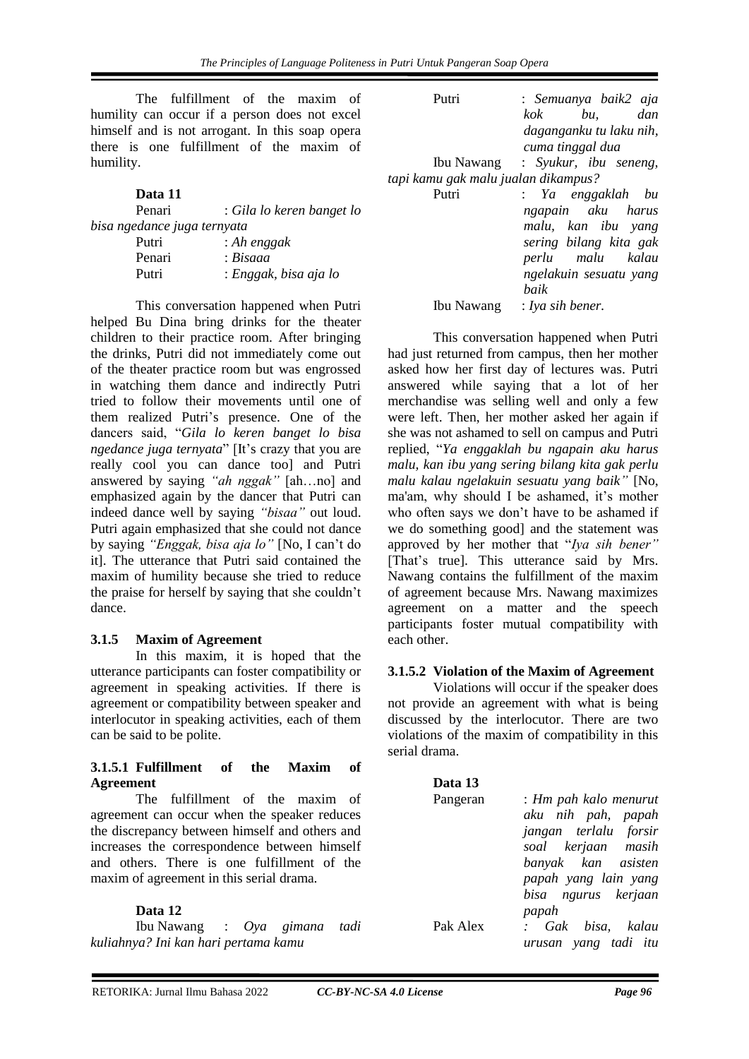The fulfillment of the maxim of humility can occur if a person does not excel himself and is not arrogant. In this soap opera there is one fulfillment of the maxim of humility.

**Data 11**

Penari : *Gila lo keren banget lo bisa ngedance juga ternyata*
Putri : *Ah enggak*
Penari : *Bisaaa*
Putri : *Enggak, bisa aja lo*

This conversation happened when Putri helped Bu Dina bring drinks for the theater children to their practice room. After bringing the drinks, Putri did not immediately come out of the theater practice room but was engrossed in watching them dance and indirectly Putri tried to follow their movements until one of them realized Putri's presence. One of the dancers said, "*Gila lo keren banget lo bisa ngedance juga ternyata*" [It's crazy that you are really cool you can dance too] and Putri answered by saying *"ah nggak"* [ah…no] and emphasized again by the dancer that Putri can indeed dance well by saying *"bisaa"* out loud. Putri again emphasized that she could not dance by saying *"Enggak, bisa aja lo"* [No, I can't do it]. The utterance that Putri said contained the maxim of humility because she tried to reduce the praise for herself by saying that she couldn't dance.

### 3.1.5 Maxim of Agreement

In this maxim, it is hoped that the utterance participants can foster compatibility or agreement in speaking activities. If there is agreement or compatibility between speaker and interlocutor in speaking activities, each of them can be said to be polite.

#### 3.1.5.1 Fulfillment of the Maxim of Agreement

The fulfillment of the maxim of agreement can occur when the speaker reduces the discrepancy between himself and others and increases the correspondence between himself and others. There is one fulfillment of the maxim of agreement in this serial drama.

**Data 12**

Ibu Nawang : *Oya gimana tadi kuliahnya? Ini kan hari pertama kamu*
Putri : *Semuanya baik2 aja kok bu, dan daganganku tu laku nih, cuma tinggal dua*
Ibu Nawang : *Syukur, ibu seneng, tapi kamu gak malu jualan dikampus?*
Putri : *Ya enggaklah bu ngapain aku harus malu, kan ibu yang sering bilang kita gak perlu malu kalau ngelakuin sesuatu yang baik*
Ibu Nawang : *Iya sih bener.*

This conversation happened when Putri had just returned from campus, then her mother asked how her first day of lectures was. Putri answered while saying that a lot of her merchandise was selling well and only a few were left. Then, her mother asked her again if she was not ashamed to sell on campus and Putri replied, "*Ya enggaklah bu ngapain aku harus malu, kan ibu yang sering bilang kita gak perlu malu kalau ngelakuin sesuatu yang baik"* [No, ma'am, why should I be ashamed, it's mother who often says we don't have to be ashamed if we do something good] and the statement was approved by her mother that "*Iya sih bener"* [That's true]. This utterance said by Mrs. Nawang contains the fulfillment of the maxim of agreement because Mrs. Nawang maximizes agreement on a matter and the speech participants foster mutual compatibility with each other.

#### 3.1.5.2 Violation of the Maxim of Agreement

Violations will occur if the speaker does not provide an agreement with what is being discussed by the interlocutor. There are two violations of the maxim of compatibility in this serial drama.

**Data 13**

Pangeran : *Hm pah kalo menurut aku nih pah, papah jangan terlalu forsir soal kerjaan masih banyak kan asisten papah yang lain yang bisa ngurus kerjaan papah*
Pak Alex : *Gak bisa, kalau urusan yang tadi itu*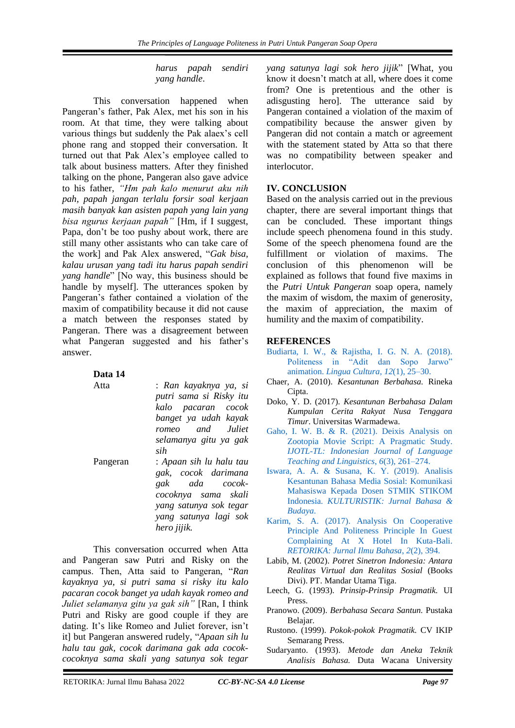*harus papah sendiri yang handle*.

This conversation happened when Pangeran's father, Pak Alex, met his son in his room. At that time, they were talking about various things but suddenly the Pak alaex's cell phone rang and stopped their conversation. It turned out that Pak Alex's employee called to talk about business matters. After they finished talking on the phone, Pangeran also gave advice to his father, *"Hm pah kalo menurut aku nih pah, papah jangan terlalu forsir soal kerjaan masih banyak kan asisten papah yang lain yang bisa ngurus kerjaan papah"* [Hm, if I suggest, Papa, don't be too pushy about work, there are still many other assistants who can take care of the work] and Pak Alex answered, "*Gak bisa, kalau urusan yang tadi itu harus papah sendiri yang handle*" [No way, this business should be handle by myself]. The utterances spoken by Pangeran's father contained a violation of the maxim of compatibility because it did not cause a match between the responses stated by Pangeran. There was a disagreement between what Pangeran suggested and his father's answer.

**Data 14**

| | |
|---|---|
| Atta | : *Ran kayaknya ya, si putri sama si Risky itu kalo pacaran cocok banget ya udah kayak romeo and Juliet selamanya gitu ya gak sih* |
| Pangeran | : *Apaan sih lu halu tau gak, cocok darimana gak ada cocok-cocoknya sama skali yang satunya sok tegar yang satunya lagi sok hero jijik.* |

This conversation occurred when Atta and Pangeran saw Putri and Risky on the campus. Then, Atta said to Pangeran, "*Ran kayaknya ya, si putri sama si risky itu kalo pacaran cocok banget ya udah kayak romeo and Juliet selamanya gitu ya gak sih"* [Ran, I think Putri and Risky are good couple if they are dating. It's like Romeo and Juliet forever, isn't it] but Pangeran answered rudely, "*Apaan sih lu halu tau gak, cocok darimana gak ada cocok-cocoknya sama skali yang satunya sok tegar yang satunya lagi sok hero jijik*" [What, you know it doesn't match at all, where does it come from? One is pretentious and the other is adisgusting hero]. The utterance said by Pangeran contained a violation of the maxim of compatibility because the answer given by Pangeran did not contain a match or agreement with the statement stated by Atta so that there was no compatibility between speaker and interlocutor.

## IV. CONCLUSION

Based on the analysis carried out in the previous chapter, there are several important things that can be concluded. These important things include speech phenomena found in this study. Some of the speech phenomena found are the fulfillment or violation of maxims. The conclusion of this phenomenon will be explained as follows that found five maxims in the *Putri Untuk Pangeran* soap opera, namely the maxim of wisdom, the maxim of generosity, the maxim of appreciation, the maxim of humility and the maxim of compatibility.

## REFERENCES

Budiarta, I. W., & Rajistha, I. G. N. A. (2018). Politeness in "Adit dan Sopo Jarwo" animation. *Lingua Cultura*, *12*(1), 25–30.

Chaer, A. (2010). *Kesantunan Berbahasa.* Rineka Cipta.

Doko, Y. D. (2017). *Kesantunan Berbahasa Dalam Kumpulan Cerita Rakyat Nusa Tenggara Timur*. Universitas Warmadewa.

Gaho, I. W. B. & R. (2021). Deixis Analysis on Zootopia Movie Script: A Pragmatic Study. *IJOTL-TL: Indonesian Journal of Language Teaching and Linguistics*, *6*(3), 261–274.

Iswara, A. A. & Susana, K. Y. (2019). Analisis Kesantunan Bahasa Media Sosial: Komunikasi Mahasiswa Kepada Dosen STMIK STIKOM Indonesia. *KULTURISTIK: Jurnal Bahasa & Budaya*.

Karim, S. A. (2017). Analysis On Cooperative Principle And Politeness Principle In Guest Complaining At X Hotel In Kuta-Bali. *RETORIKA: Jurnal Ilmu Bahasa*, *2*(2), 394.

Labib, M. (2002). *Potret Sinetron Indonesia: Antara Realitas Virtual dan Realitas Sosial* (Books Divi). PT. Mandar Utama Tiga.

Leech, G. (1993). *Prinsip-Prinsip Pragmatik.* UI Press.

Pranowo. (2009). *Berbahasa Secara Santun.* Pustaka Belajar.

Rustono. (1999). *Pokok-pokok Pragmatik.* CV IKIP Semarang Press.

Sudaryanto. (1993). *Metode dan Aneka Teknik Analisis Bahasa.* Duta Wacana University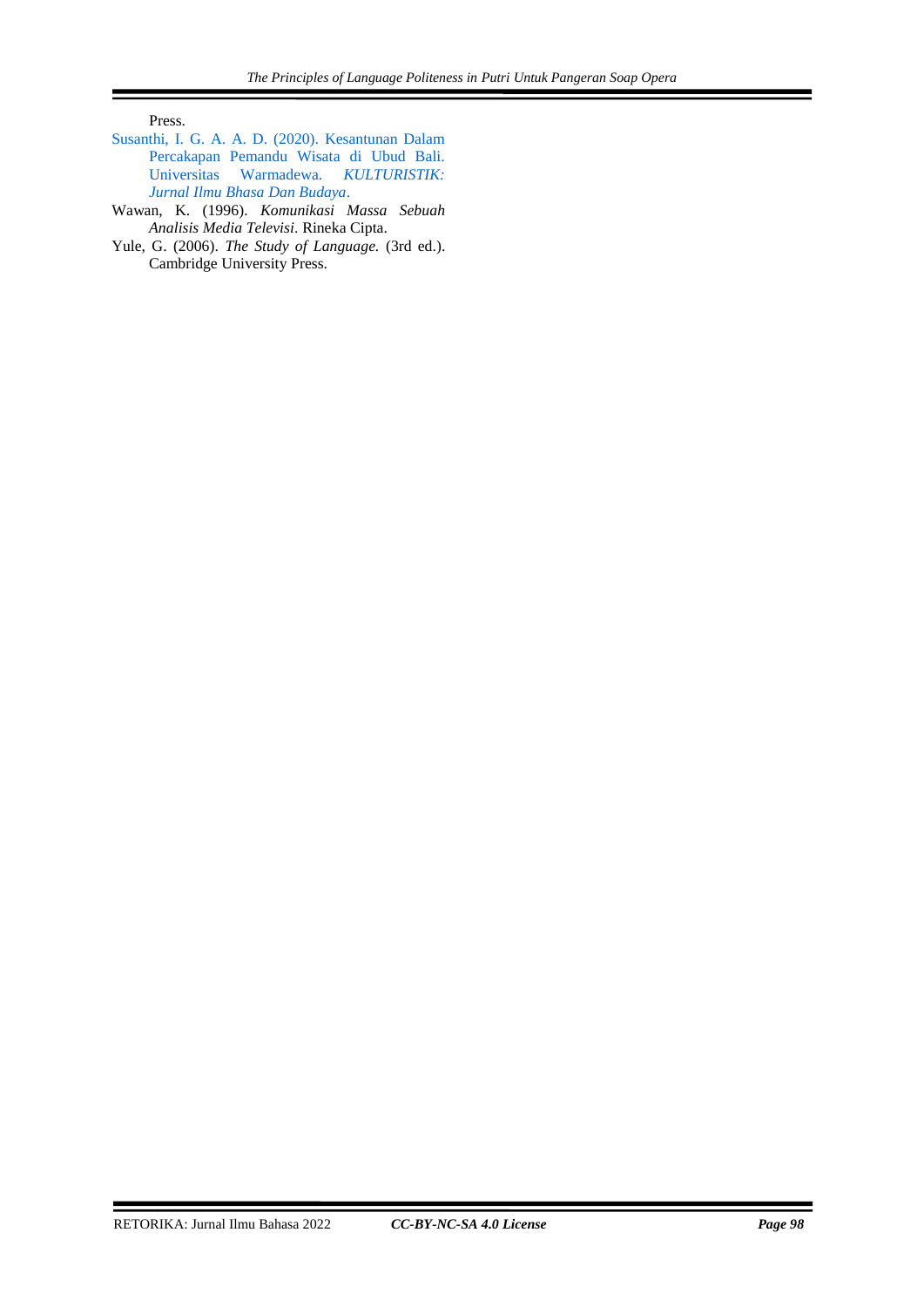Press.

Susanthi, I. G. A. A. D. (2020). Kesantunan Dalam Percakapan Pemandu Wisata di Ubud Bali. Universitas Warmadewa. *KULTURISTIK: Jurnal Ilmu Bhasa Dan Budaya*.

Wawan, K. (1996). *Komunikasi Massa Sebuah Analisis Media Televisi*. Rineka Cipta.

Yule, G. (2006). *The Study of Language.* (3rd ed.). Cambridge University Press.